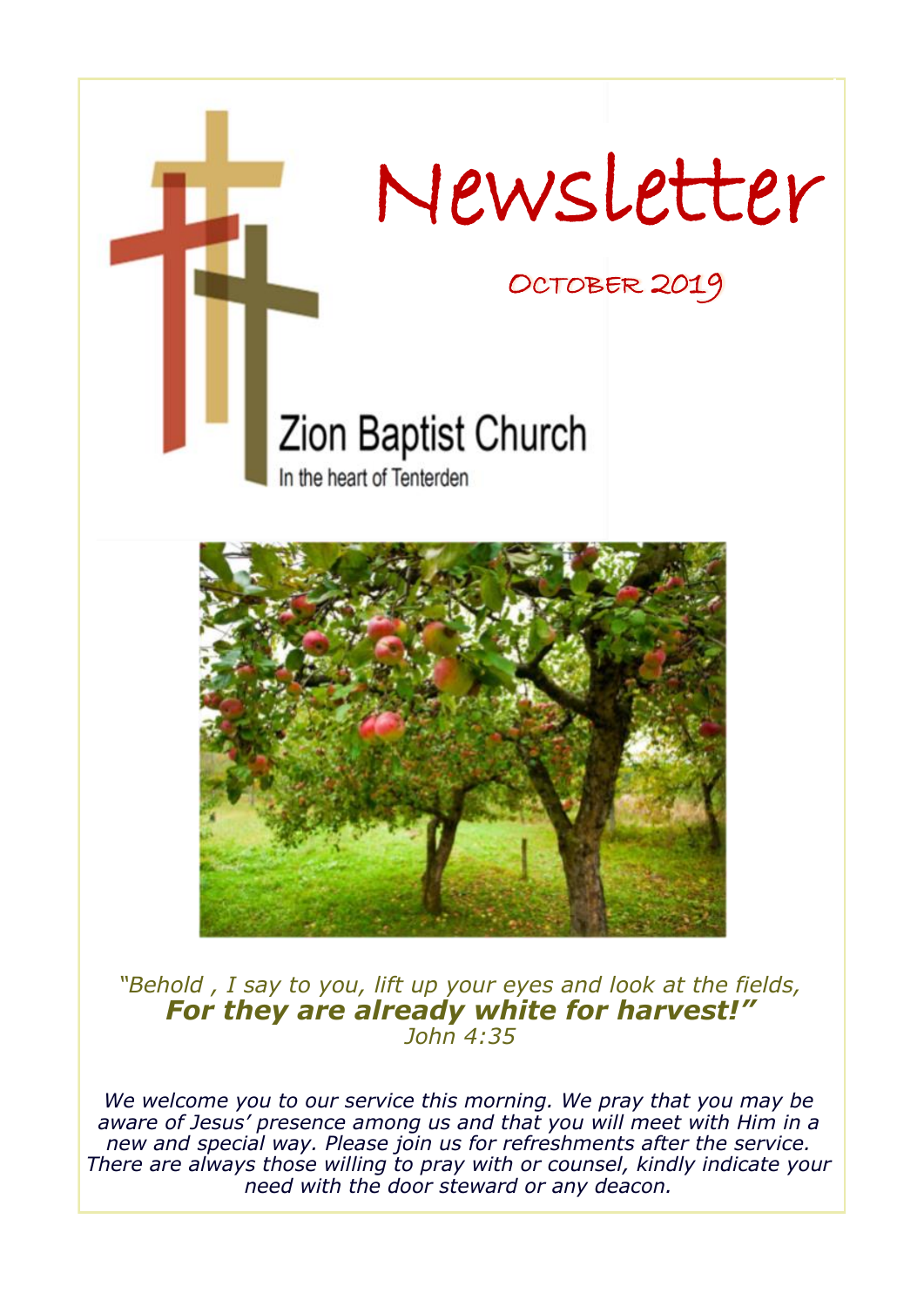# Newsletter

## OCTOBER 2019

## Zion Baptist Church

In the heart of Tenterden

*"Behold , I say to you, lift up your eyes and look at the fields,*
***For they are already white for harvest!"***
*John 4:35*

*We welcome you to our service this morning. We pray that you may be aware of Jesus' presence among us and that you will meet with Him in a new and special way. Please join us for refreshments after the service. There are always those willing to pray with or counsel, kindly indicate your need with the door steward or any deacon.*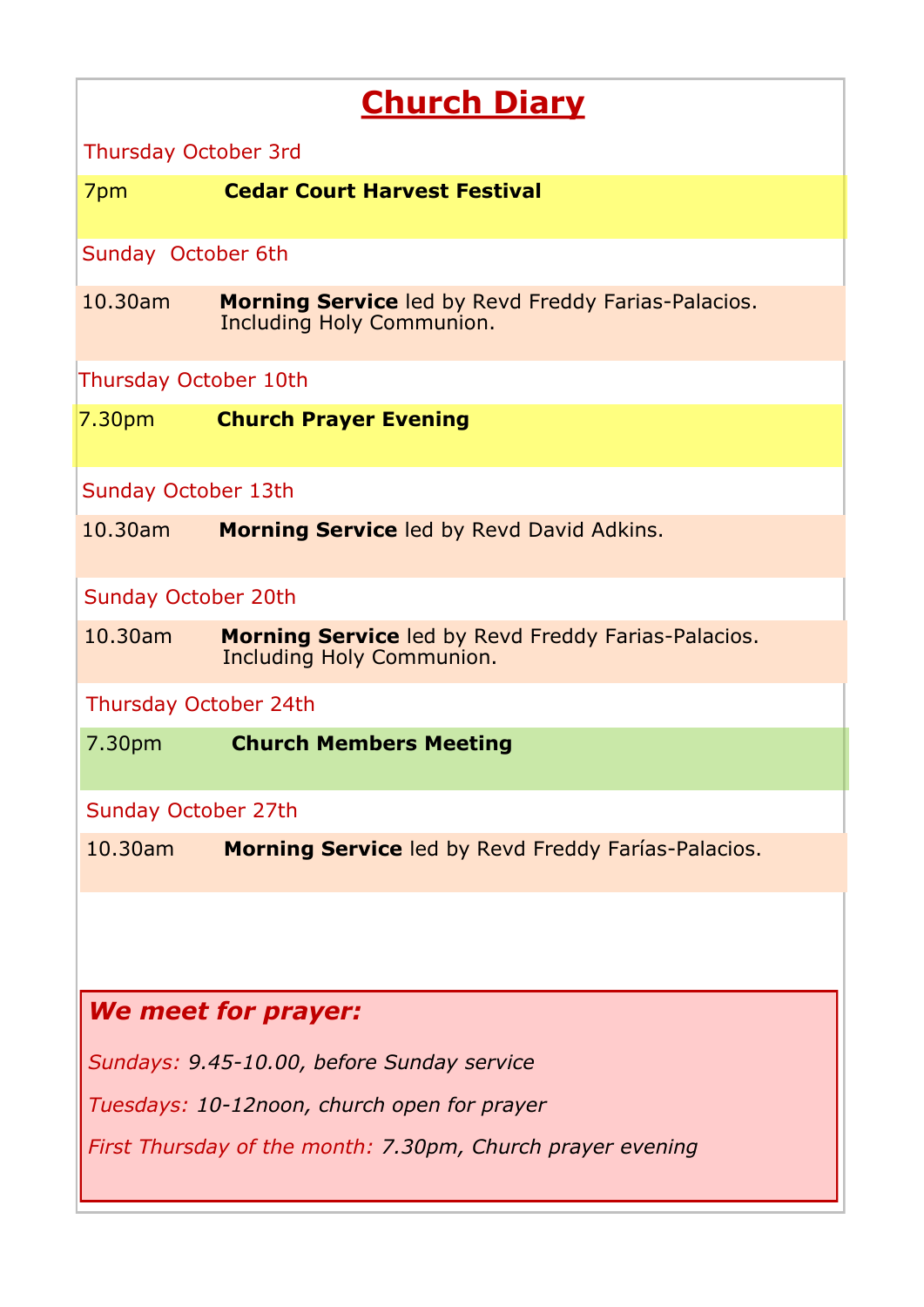# Church Diary

Thursday October 3rd

7pm **Cedar Court Harvest Festival**

Sunday October 6th

10.30am **Morning Service** led by Revd Freddy Farias-Palacios. Including Holy Communion.

Thursday October 10th

7.30pm **Church Prayer Evening**

Sunday October 13th

10.30am **Morning Service** led by Revd David Adkins.

Sunday October 20th

10.30am **Morning Service** led by Revd Freddy Farias-Palacios. Including Holy Communion.

Thursday October 24th

7.30pm **Church Members Meeting**

Sunday October 27th

10.30am **Morning Service** led by Revd Freddy Farías-Palacios.

***We meet for prayer:***

*Sundays: 9.45-10.00, before Sunday service*

*Tuesdays: 10-12noon, church open for prayer*

*First Thursday of the month: 7.30pm, Church prayer evening*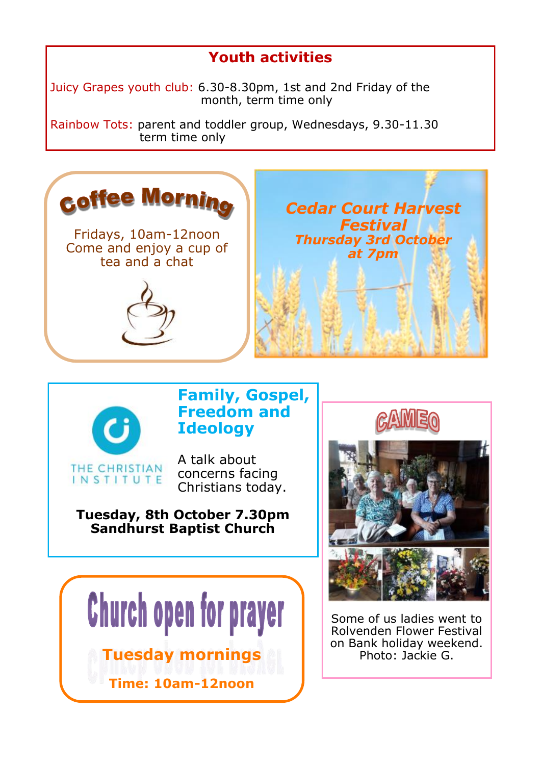## Youth activities

Juicy Grapes youth club: 6.30-8.30pm, 1st and 2nd Friday of the month, term time only

Rainbow Tots: parent and toddler group, Wednesdays, 9.30-11.30 term time only

## Coffee Morning

Fridays, 10am-12noon
Come and enjoy a cup of tea and a chat

## *Cedar Court Harvest Festival*

***Thursday 3rd October at 7pm***

## Family, Gospel, Freedom and Ideology

THE CHRISTIAN INSTITUTE

A talk about concerns facing Christians today.

**Tuesday, 8th October 7.30pm**
**Sandhurst Baptist Church**

## CAMEO

Some of us ladies went to Rolvenden Flower Festival on Bank holiday weekend. Photo: Jackie G.

## Church open for prayer

**Tuesday mornings**

**Time: 10am-12noon**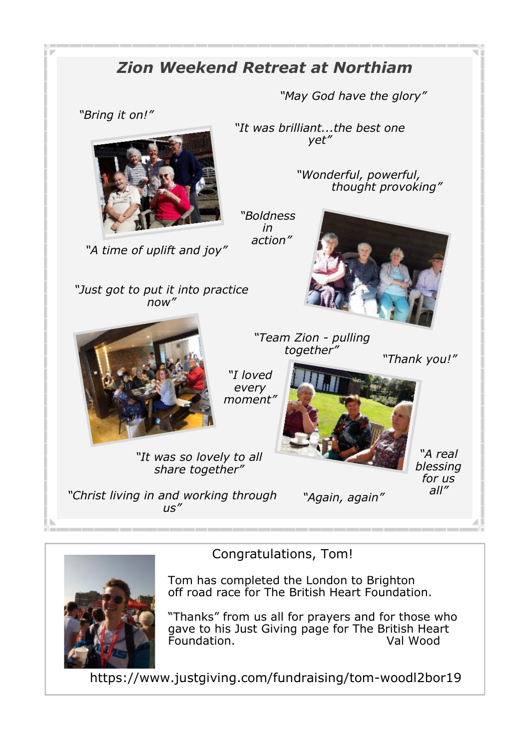## *Zion Weekend Retreat at Northiam*

*"May God have the glory"*

*"Bring it on!"*

*"It was brilliant...the best one yet"*

*"Wonderful, powerful, thought provoking"*

*"Boldness in action"*

*"A time of uplift and joy"*

*"Just got to put it into practice now"*

*"Team Zion - pulling together"*

*"Thank you!"*

*"I loved every moment"*

*"A real blessing for us all"*

*"It was so lovely to all share together"*

*"Christ living in and working through us"*

*"Again, again"*

---

Congratulations, Tom!

Tom has completed the London to Brighton off road race for The British Heart Foundation.

"Thanks" from us all for prayers and for those who gave to his Just Giving page for The British Heart Foundation.

Val Wood

https://www.justgiving.com/fundraising/tom-woodl2bor19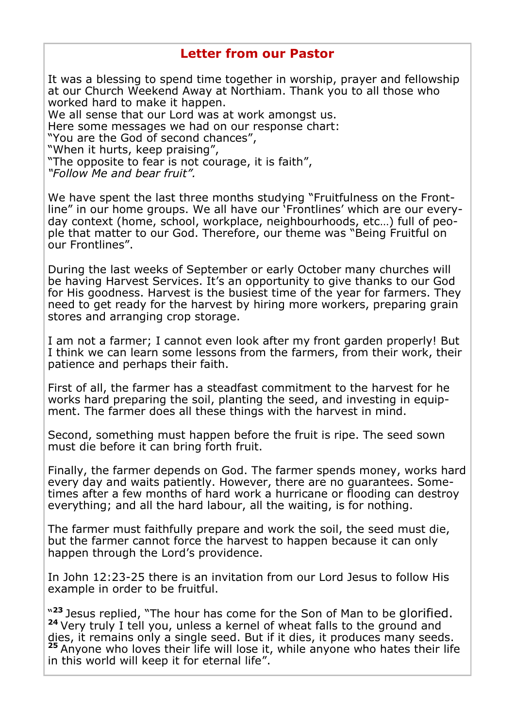## Letter from our Pastor

It was a blessing to spend time together in worship, prayer and fellowship at our Church Weekend Away at Northiam. Thank you to all those who worked hard to make it happen.
We all sense that our Lord was at work amongst us.
Here some messages we had on our response chart:
"You are the God of second chances",
"When it hurts, keep praising",
"The opposite to fear is not courage, it is faith",
*"Follow Me and bear fruit".*

We have spent the last three months studying "Fruitfulness on the Frontline" in our home groups. We all have our 'Frontlines' which are our everyday context (home, school, workplace, neighbourhoods, etc…) full of people that matter to our God. Therefore, our theme was "Being Fruitful on our Frontlines".

During the last weeks of September or early October many churches will be having Harvest Services. It's an opportunity to give thanks to our God for His goodness. Harvest is the busiest time of the year for farmers. They need to get ready for the harvest by hiring more workers, preparing grain stores and arranging crop storage.

I am not a farmer; I cannot even look after my front garden properly! But I think we can learn some lessons from the farmers, from their work, their patience and perhaps their faith.

First of all, the farmer has a steadfast commitment to the harvest for he works hard preparing the soil, planting the seed, and investing in equipment. The farmer does all these things with the harvest in mind.

Second, something must happen before the fruit is ripe. The seed sown must die before it can bring forth fruit.

Finally, the farmer depends on God. The farmer spends money, works hard every day and waits patiently. However, there are no guarantees. Sometimes after a few months of hard work a hurricane or flooding can destroy everything; and all the hard labour, all the waiting, is for nothing.

The farmer must faithfully prepare and work the soil, the seed must die, but the farmer cannot force the harvest to happen because it can only happen through the Lord's providence.

In John 12:23-25 there is an invitation from our Lord Jesus to follow His example in order to be fruitful.

"**23** Jesus replied, "The hour has come for the Son of Man to be glorified. **24** Very truly I tell you, unless a kernel of wheat falls to the ground and dies, it remains only a single seed. But if it dies, it produces many seeds. **25** Anyone who loves their life will lose it, while anyone who hates their life in this world will keep it for eternal life".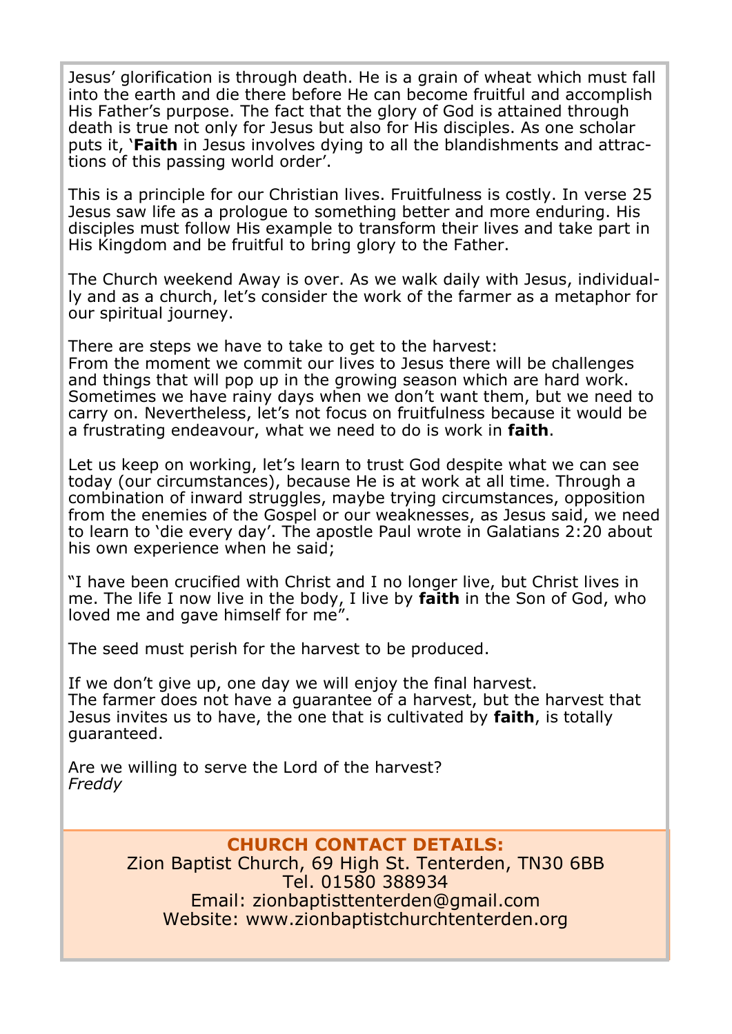Jesus' glorification is through death. He is a grain of wheat which must fall into the earth and die there before He can become fruitful and accomplish His Father's purpose. The fact that the glory of God is attained through death is true not only for Jesus but also for His disciples. As one scholar puts it, '**Faith** in Jesus involves dying to all the blandishments and attractions of this passing world order'.

This is a principle for our Christian lives. Fruitfulness is costly. In verse 25 Jesus saw life as a prologue to something better and more enduring. His disciples must follow His example to transform their lives and take part in His Kingdom and be fruitful to bring glory to the Father.

The Church weekend Away is over. As we walk daily with Jesus, individually and as a church, let's consider the work of the farmer as a metaphor for our spiritual journey.

There are steps we have to take to get to the harvest:
From the moment we commit our lives to Jesus there will be challenges and things that will pop up in the growing season which are hard work. Sometimes we have rainy days when we don't want them, but we need to carry on. Nevertheless, let's not focus on fruitfulness because it would be a frustrating endeavour, what we need to do is work in **faith**.

Let us keep on working, let's learn to trust God despite what we can see today (our circumstances), because He is at work at all time. Through a combination of inward struggles, maybe trying circumstances, opposition from the enemies of the Gospel or our weaknesses, as Jesus said, we need to learn to 'die every day'. The apostle Paul wrote in Galatians 2:20 about his own experience when he said;

"I have been crucified with Christ and I no longer live, but Christ lives in me. The life I now live in the body, I live by **faith** in the Son of God, who loved me and gave himself for me".

The seed must perish for the harvest to be produced.

If we don't give up, one day we will enjoy the final harvest.
The farmer does not have a guarantee of a harvest, but the harvest that Jesus invites us to have, the one that is cultivated by **faith**, is totally guaranteed.

Are we willing to serve the Lord of the harvest?
*Freddy*

**CHURCH CONTACT DETAILS:**
Zion Baptist Church, 69 High St. Tenterden, TN30 6BB
Tel. 01580 388934
Email: zionbaptisttenterden@gmail.com
Website: www.zionbaptistchurchtenterden.org